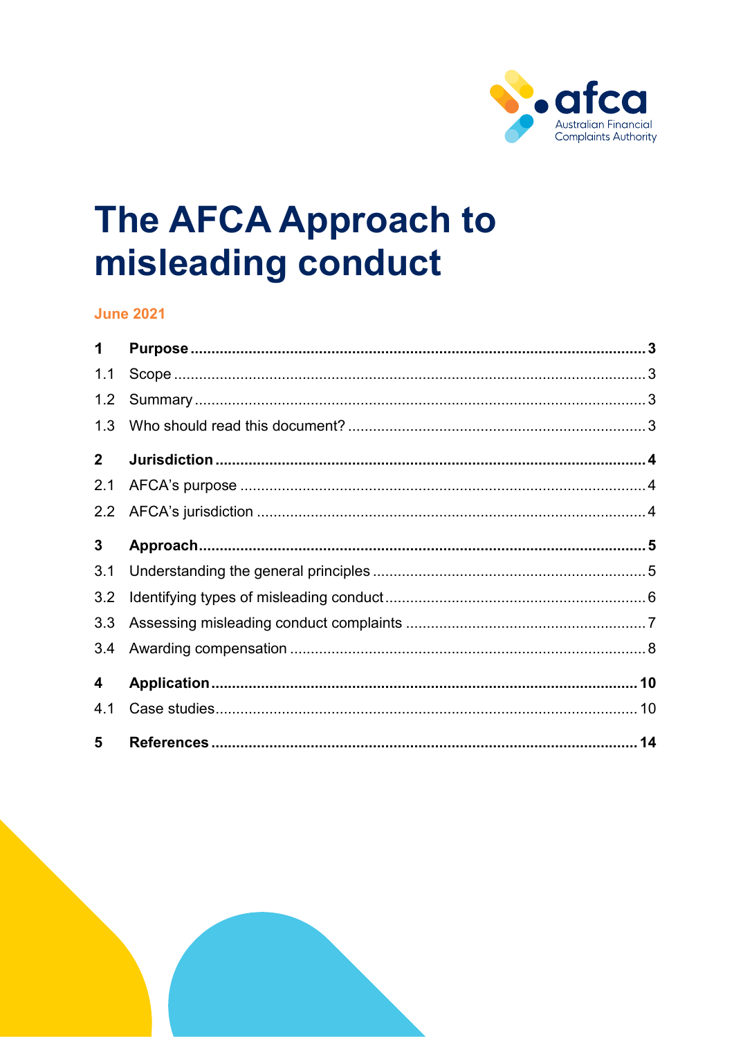# The AFCA Approach to misleading conduct

**June 2021**

| | | |
|---|---|---|
| **1** | **Purpose** | **3** |
| 1.1 | Scope | 3 |
| 1.2 | Summary | 3 |
| 1.3 | Who should read this document? | 3 |
| **2** | **Jurisdiction** | **4** |
| 2.1 | AFCA's purpose | 4 |
| 2.2 | AFCA's jurisdiction | 4 |
| **3** | **Approach** | **5** |
| 3.1 | Understanding the general principles | 5 |
| 3.2 | Identifying types of misleading conduct | 6 |
| 3.3 | Assessing misleading conduct complaints | 7 |
| 3.4 | Awarding compensation | 8 |
| **4** | **Application** | **10** |
| 4.1 | Case studies | 10 |
| **5** | **References** | **14** |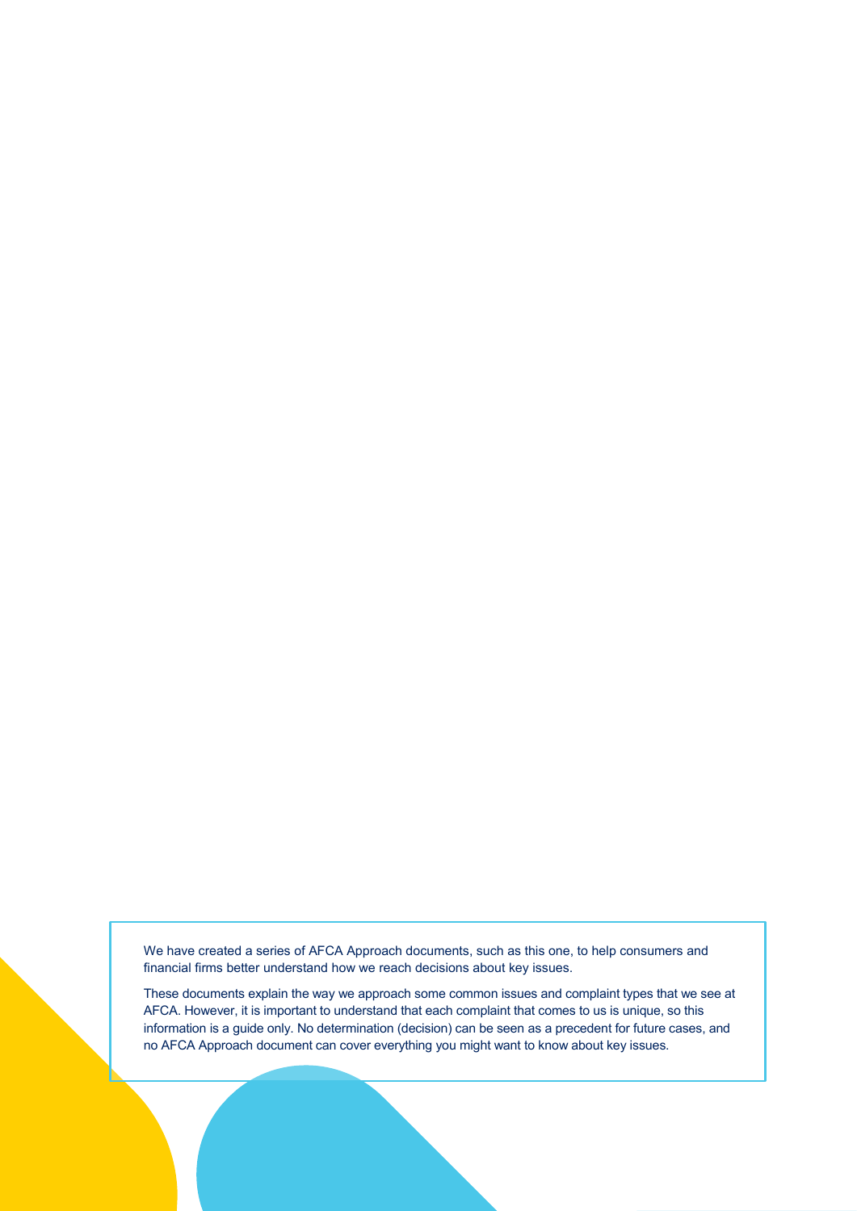We have created a series of AFCA Approach documents, such as this one, to help consumers and financial firms better understand how we reach decisions about key issues.

These documents explain the way we approach some common issues and complaint types that we see at AFCA. However, it is important to understand that each complaint that comes to us is unique, so this information is a guide only. No determination (decision) can be seen as a precedent for future cases, and no AFCA Approach document can cover everything you might want to know about key issues.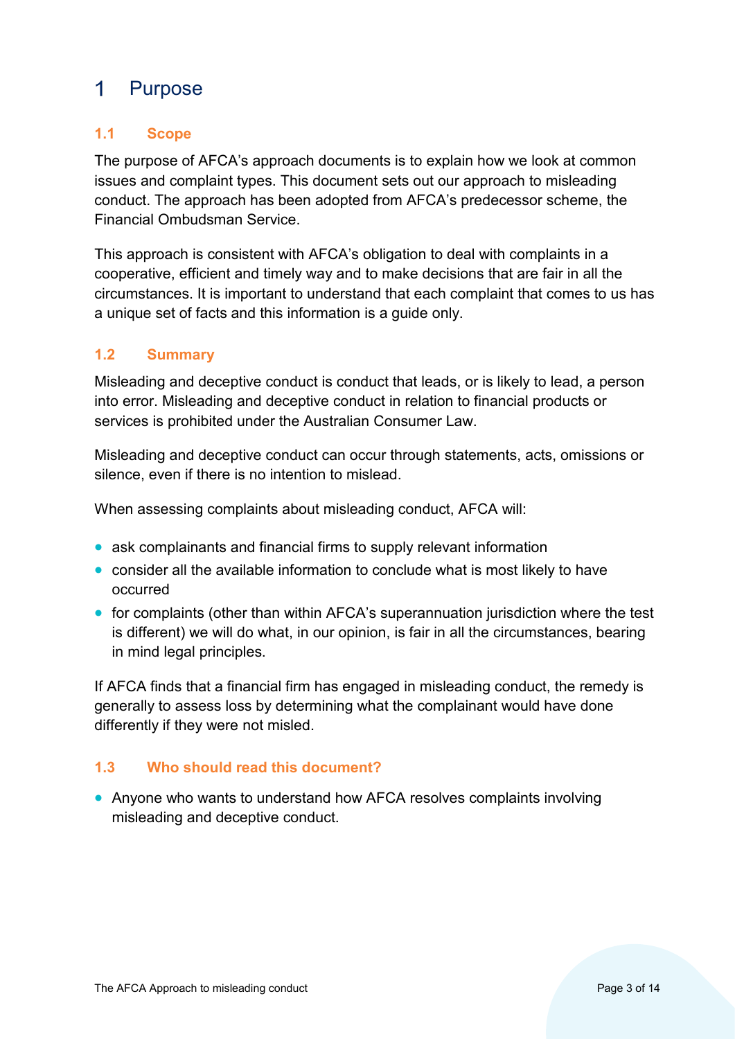# 1 Purpose

## 1.1 Scope

The purpose of AFCA's approach documents is to explain how we look at common issues and complaint types. This document sets out our approach to misleading conduct. The approach has been adopted from AFCA's predecessor scheme, the Financial Ombudsman Service.

This approach is consistent with AFCA's obligation to deal with complaints in a cooperative, efficient and timely way and to make decisions that are fair in all the circumstances. It is important to understand that each complaint that comes to us has a unique set of facts and this information is a guide only.

## 1.2 Summary

Misleading and deceptive conduct is conduct that leads, or is likely to lead, a person into error. Misleading and deceptive conduct in relation to financial products or services is prohibited under the Australian Consumer Law.

Misleading and deceptive conduct can occur through statements, acts, omissions or silence, even if there is no intention to mislead.

When assessing complaints about misleading conduct, AFCA will:

- ask complainants and financial firms to supply relevant information
- consider all the available information to conclude what is most likely to have occurred
- for complaints (other than within AFCA's superannuation jurisdiction where the test is different) we will do what, in our opinion, is fair in all the circumstances, bearing in mind legal principles.

If AFCA finds that a financial firm has engaged in misleading conduct, the remedy is generally to assess loss by determining what the complainant would have done differently if they were not misled.

## 1.3 Who should read this document?

- Anyone who wants to understand how AFCA resolves complaints involving misleading and deceptive conduct.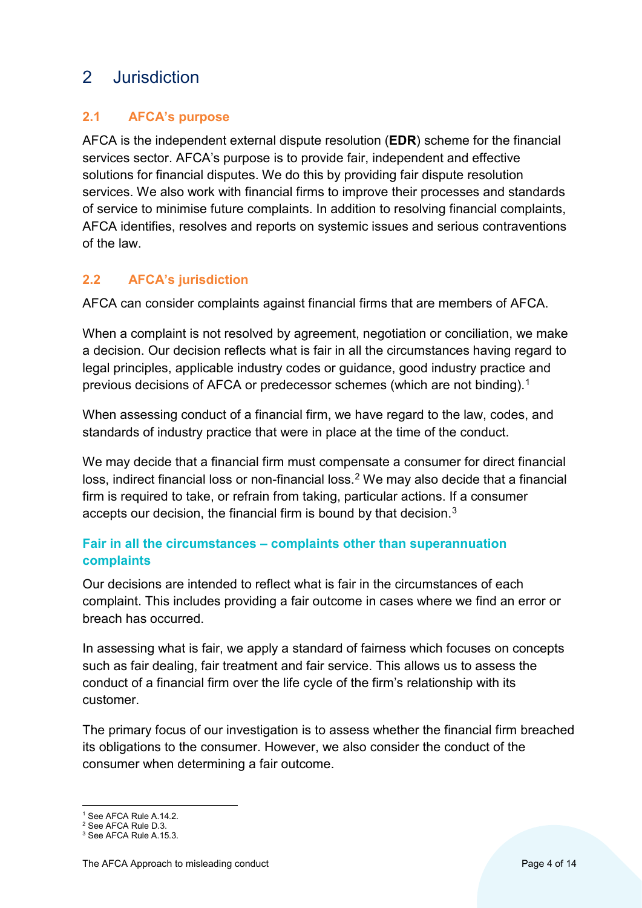# 2 Jurisdiction

## 2.1 AFCA's purpose

AFCA is the independent external dispute resolution (**EDR**) scheme for the financial services sector. AFCA's purpose is to provide fair, independent and effective solutions for financial disputes. We do this by providing fair dispute resolution services. We also work with financial firms to improve their processes and standards of service to minimise future complaints. In addition to resolving financial complaints, AFCA identifies, resolves and reports on systemic issues and serious contraventions of the law.

## 2.2 AFCA's jurisdiction

AFCA can consider complaints against financial firms that are members of AFCA.

When a complaint is not resolved by agreement, negotiation or conciliation, we make a decision. Our decision reflects what is fair in all the circumstances having regard to legal principles, applicable industry codes or guidance, good industry practice and previous decisions of AFCA or predecessor schemes (which are not binding).[1]

When assessing conduct of a financial firm, we have regard to the law, codes, and standards of industry practice that were in place at the time of the conduct.

We may decide that a financial firm must compensate a consumer for direct financial loss, indirect financial loss or non-financial loss.[2] We may also decide that a financial firm is required to take, or refrain from taking, particular actions. If a consumer accepts our decision, the financial firm is bound by that decision.[3]

### Fair in all the circumstances – complaints other than superannuation complaints

Our decisions are intended to reflect what is fair in the circumstances of each complaint. This includes providing a fair outcome in cases where we find an error or breach has occurred.

In assessing what is fair, we apply a standard of fairness which focuses on concepts such as fair dealing, fair treatment and fair service. This allows us to assess the conduct of a financial firm over the life cycle of the firm's relationship with its customer.

The primary focus of our investigation is to assess whether the financial firm breached its obligations to the consumer. However, we also consider the conduct of the consumer when determining a fair outcome.

---

[1] See AFCA Rule A.14.2.
[2] See AFCA Rule D.3.
[3] See AFCA Rule A.15.3.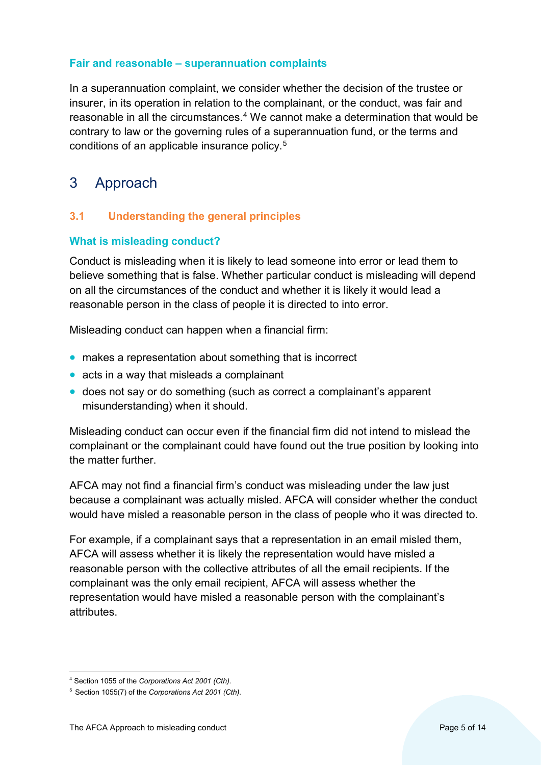### Fair and reasonable – superannuation complaints

In a superannuation complaint, we consider whether the decision of the trustee or insurer, in its operation in relation to the complainant, or the conduct, was fair and reasonable in all the circumstances.[4] We cannot make a determination that would be contrary to law or the governing rules of a superannuation fund, or the terms and conditions of an applicable insurance policy.[5]

# 3 Approach

## 3.1 Understanding the general principles

### What is misleading conduct?

Conduct is misleading when it is likely to lead someone into error or lead them to believe something that is false. Whether particular conduct is misleading will depend on all the circumstances of the conduct and whether it is likely it would lead a reasonable person in the class of people it is directed to into error.

Misleading conduct can happen when a financial firm:

- makes a representation about something that is incorrect
- acts in a way that misleads a complainant
- does not say or do something (such as correct a complainant's apparent misunderstanding) when it should.

Misleading conduct can occur even if the financial firm did not intend to mislead the complainant or the complainant could have found out the true position by looking into the matter further.

AFCA may not find a financial firm's conduct was misleading under the law just because a complainant was actually misled. AFCA will consider whether the conduct would have misled a reasonable person in the class of people who it was directed to.

For example, if a complainant says that a representation in an email misled them, AFCA will assess whether it is likely the representation would have misled a reasonable person with the collective attributes of all the email recipients. If the complainant was the only email recipient, AFCA will assess whether the representation would have misled a reasonable person with the complainant's attributes.

---

[4] Section 1055 of the *Corporations Act 2001 (Cth)*.

[5] Section 1055(7) of the *Corporations Act 2001 (Cth)*.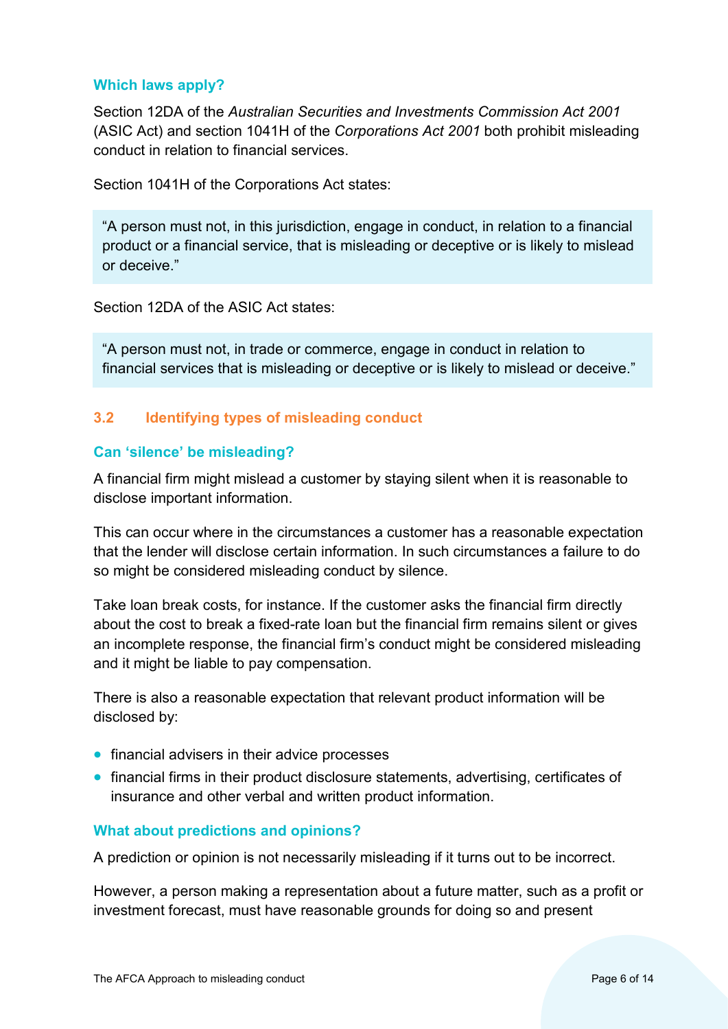### Which laws apply?

Section 12DA of the *Australian Securities and Investments Commission Act 2001* (ASIC Act) and section 1041H of the *Corporations Act 2001* both prohibit misleading conduct in relation to financial services.

Section 1041H of the Corporations Act states:

> "A person must not, in this jurisdiction, engage in conduct, in relation to a financial product or a financial service, that is misleading or deceptive or is likely to mislead or deceive."

Section 12DA of the ASIC Act states:

> "A person must not, in trade or commerce, engage in conduct in relation to financial services that is misleading or deceptive or is likely to mislead or deceive."

## 3.2 Identifying types of misleading conduct

### Can 'silence' be misleading?

A financial firm might mislead a customer by staying silent when it is reasonable to disclose important information.

This can occur where in the circumstances a customer has a reasonable expectation that the lender will disclose certain information. In such circumstances a failure to do so might be considered misleading conduct by silence.

Take loan break costs, for instance. If the customer asks the financial firm directly about the cost to break a fixed-rate loan but the financial firm remains silent or gives an incomplete response, the financial firm's conduct might be considered misleading and it might be liable to pay compensation.

There is also a reasonable expectation that relevant product information will be disclosed by:

- financial advisers in their advice processes
- financial firms in their product disclosure statements, advertising, certificates of insurance and other verbal and written product information.

### What about predictions and opinions?

A prediction or opinion is not necessarily misleading if it turns out to be incorrect.

However, a person making a representation about a future matter, such as a profit or investment forecast, must have reasonable grounds for doing so and present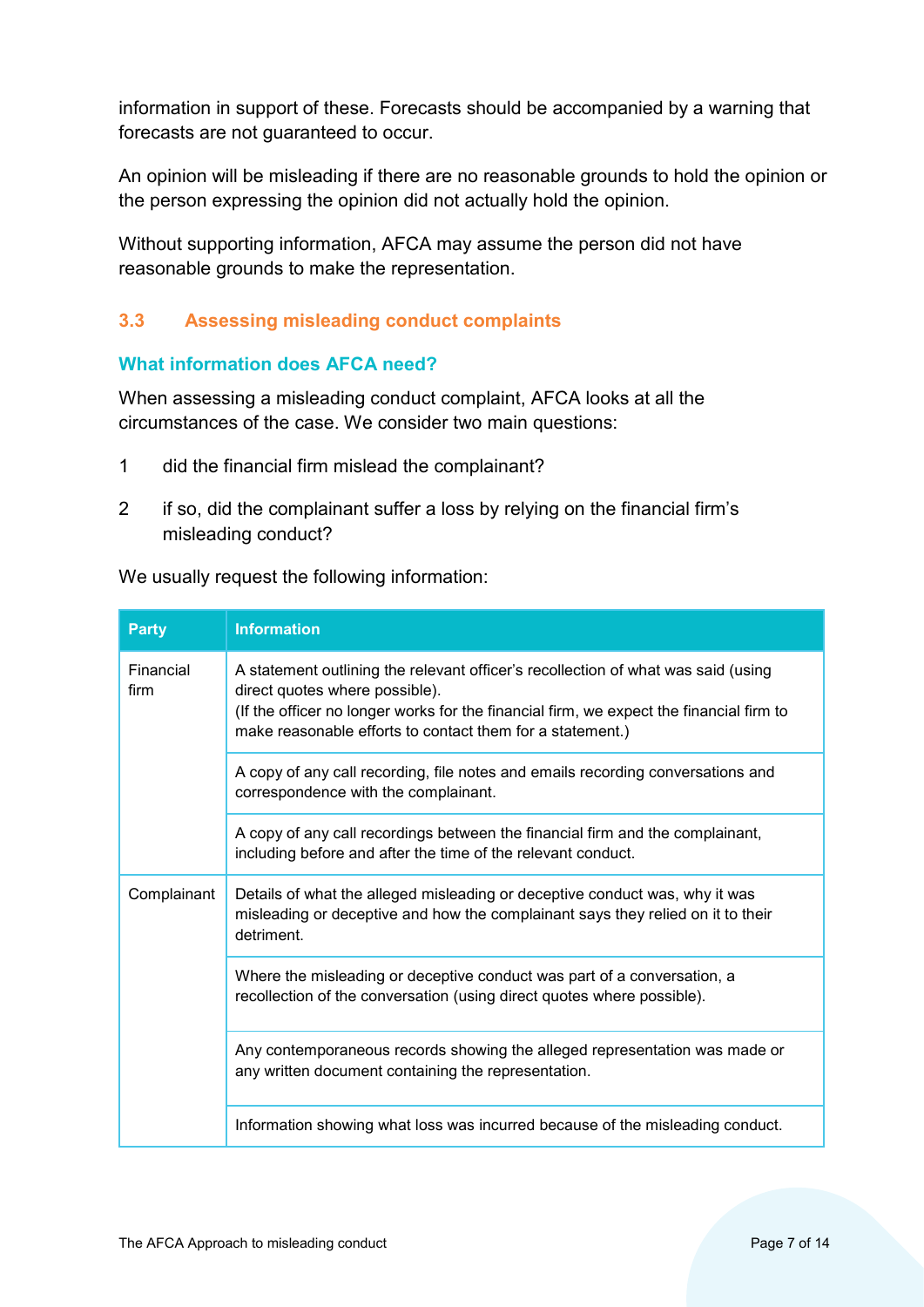information in support of these. Forecasts should be accompanied by a warning that forecasts are not guaranteed to occur.

An opinion will be misleading if there are no reasonable grounds to hold the opinion or the person expressing the opinion did not actually hold the opinion.

Without supporting information, AFCA may assume the person did not have reasonable grounds to make the representation.

## 3.3 Assessing misleading conduct complaints

### What information does AFCA need?

When assessing a misleading conduct complaint, AFCA looks at all the circumstances of the case. We consider two main questions:

1. did the financial firm mislead the complainant?
2. if so, did the complainant suffer a loss by relying on the financial firm's misleading conduct?

We usually request the following information:

| Party | Information |
|---|---|
| Financial firm | A statement outlining the relevant officer's recollection of what was said (using direct quotes where possible). (If the officer no longer works for the financial firm, we expect the financial firm to make reasonable efforts to contact them for a statement.) |
| | A copy of any call recording, file notes and emails recording conversations and correspondence with the complainant. |
| | A copy of any call recordings between the financial firm and the complainant, including before and after the time of the relevant conduct. |
| Complainant | Details of what the alleged misleading or deceptive conduct was, why it was misleading or deceptive and how the complainant says they relied on it to their detriment. |
| | Where the misleading or deceptive conduct was part of a conversation, a recollection of the conversation (using direct quotes where possible). |
| | Any contemporaneous records showing the alleged representation was made or any written document containing the representation. |
| | Information showing what loss was incurred because of the misleading conduct. |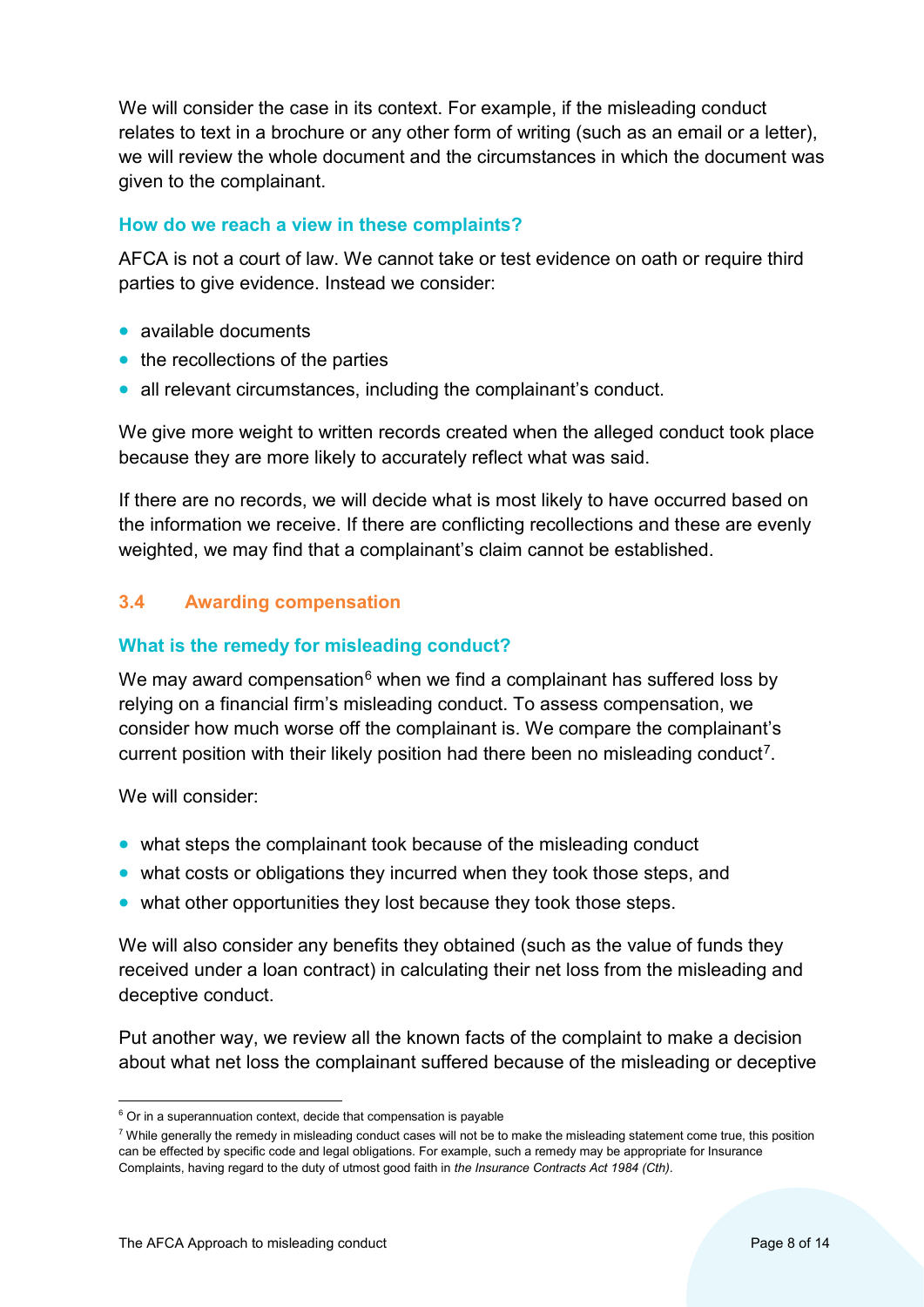We will consider the case in its context. For example, if the misleading conduct relates to text in a brochure or any other form of writing (such as an email or a letter), we will review the whole document and the circumstances in which the document was given to the complainant.

### How do we reach a view in these complaints?

AFCA is not a court of law. We cannot take or test evidence on oath or require third parties to give evidence. Instead we consider:

- available documents
- the recollections of the parties
- all relevant circumstances, including the complainant's conduct.

We give more weight to written records created when the alleged conduct took place because they are more likely to accurately reflect what was said.

If there are no records, we will decide what is most likely to have occurred based on the information we receive. If there are conflicting recollections and these are evenly weighted, we may find that a complainant's claim cannot be established.

## 3.4 Awarding compensation

### What is the remedy for misleading conduct?

We may award compensation[6] when we find a complainant has suffered loss by relying on a financial firm's misleading conduct. To assess compensation, we consider how much worse off the complainant is. We compare the complainant's current position with their likely position had there been no misleading conduct[7].

We will consider:

- what steps the complainant took because of the misleading conduct
- what costs or obligations they incurred when they took those steps, and
- what other opportunities they lost because they took those steps.

We will also consider any benefits they obtained (such as the value of funds they received under a loan contract) in calculating their net loss from the misleading and deceptive conduct.

Put another way, we review all the known facts of the complaint to make a decision about what net loss the complainant suffered because of the misleading or deceptive

---

[6] Or in a superannuation context, decide that compensation is payable

[7] While generally the remedy in misleading conduct cases will not be to make the misleading statement come true, this position can be effected by specific code and legal obligations. For example, such a remedy may be appropriate for Insurance Complaints, having regard to the duty of utmost good faith in *the Insurance Contracts Act 1984 (Cth).*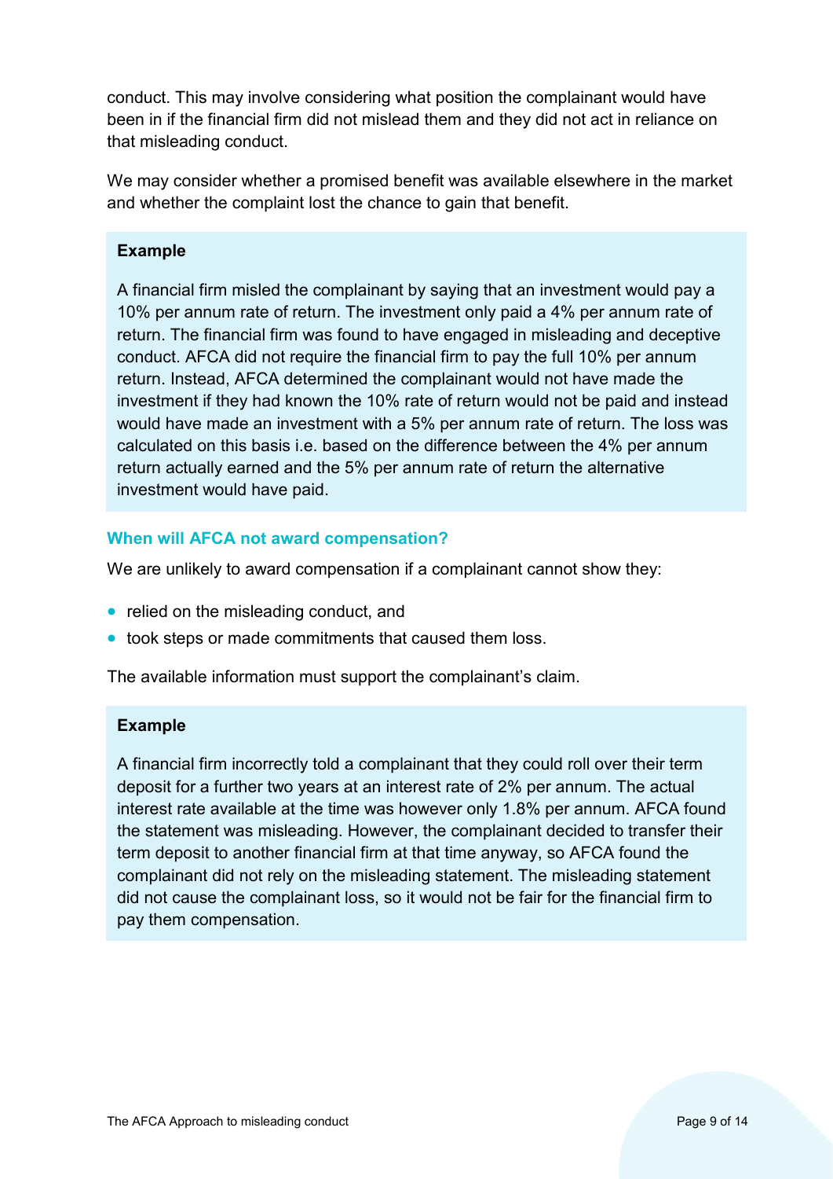conduct. This may involve considering what position the complainant would have been in if the financial firm did not mislead them and they did not act in reliance on that misleading conduct.

We may consider whether a promised benefit was available elsewhere in the market and whether the complaint lost the chance to gain that benefit.

> **Example**
>
> A financial firm misled the complainant by saying that an investment would pay a 10% per annum rate of return. The investment only paid a 4% per annum rate of return. The financial firm was found to have engaged in misleading and deceptive conduct. AFCA did not require the financial firm to pay the full 10% per annum return. Instead, AFCA determined the complainant would not have made the investment if they had known the 10% rate of return would not be paid and instead would have made an investment with a 5% per annum rate of return. The loss was calculated on this basis i.e. based on the difference between the 4% per annum return actually earned and the 5% per annum rate of return the alternative investment would have paid.

### When will AFCA not award compensation?

We are unlikely to award compensation if a complainant cannot show they:

- relied on the misleading conduct, and
- took steps or made commitments that caused them loss.

The available information must support the complainant's claim.

> **Example**
>
> A financial firm incorrectly told a complainant that they could roll over their term deposit for a further two years at an interest rate of 2% per annum. The actual interest rate available at the time was however only 1.8% per annum. AFCA found the statement was misleading. However, the complainant decided to transfer their term deposit to another financial firm at that time anyway, so AFCA found the complainant did not rely on the misleading statement. The misleading statement did not cause the complainant loss, so it would not be fair for the financial firm to pay them compensation.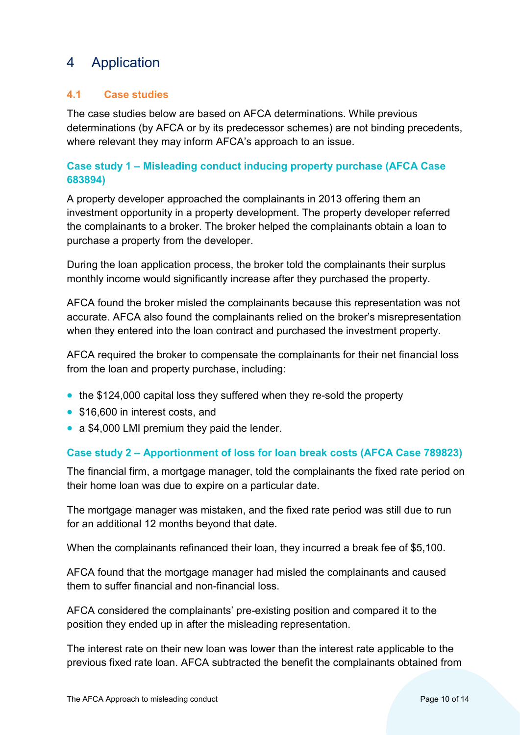# 4 Application

## 4.1 Case studies

The case studies below are based on AFCA determinations. While previous determinations (by AFCA or by its predecessor schemes) are not binding precedents, where relevant they may inform AFCA's approach to an issue.

### Case study 1 – Misleading conduct inducing property purchase (AFCA Case 683894)

A property developer approached the complainants in 2013 offering them an investment opportunity in a property development. The property developer referred the complainants to a broker. The broker helped the complainants obtain a loan to purchase a property from the developer.

During the loan application process, the broker told the complainants their surplus monthly income would significantly increase after they purchased the property.

AFCA found the broker misled the complainants because this representation was not accurate. AFCA also found the complainants relied on the broker's misrepresentation when they entered into the loan contract and purchased the investment property.

AFCA required the broker to compensate the complainants for their net financial loss from the loan and property purchase, including:

- the $124,000 capital loss they suffered when they re-sold the property
- $16,600 in interest costs, and
- a $4,000 LMI premium they paid the lender.

### Case study 2 – Apportionment of loss for loan break costs (AFCA Case 789823)

The financial firm, a mortgage manager, told the complainants the fixed rate period on their home loan was due to expire on a particular date.

The mortgage manager was mistaken, and the fixed rate period was still due to run for an additional 12 months beyond that date.

When the complainants refinanced their loan, they incurred a break fee of $5,100.

AFCA found that the mortgage manager had misled the complainants and caused them to suffer financial and non-financial loss.

AFCA considered the complainants' pre-existing position and compared it to the position they ended up in after the misleading representation.

The interest rate on their new loan was lower than the interest rate applicable to the previous fixed rate loan. AFCA subtracted the benefit the complainants obtained from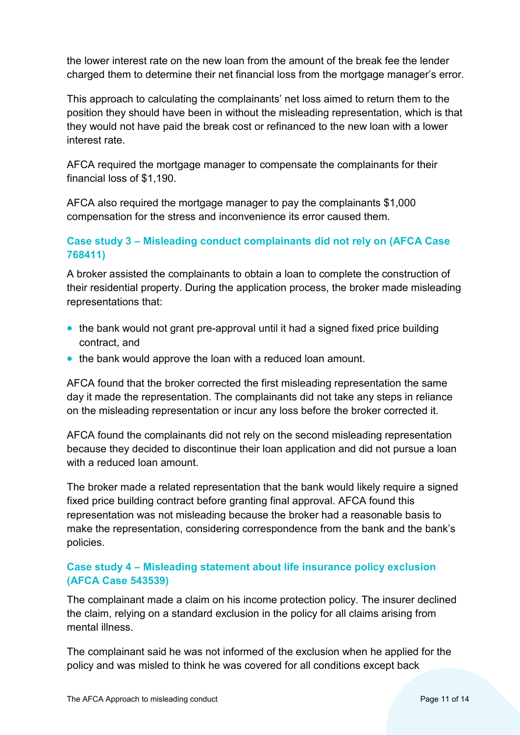the lower interest rate on the new loan from the amount of the break fee the lender charged them to determine their net financial loss from the mortgage manager's error.

This approach to calculating the complainants' net loss aimed to return them to the position they should have been in without the misleading representation, which is that they would not have paid the break cost or refinanced to the new loan with a lower interest rate.

AFCA required the mortgage manager to compensate the complainants for their financial loss of $1,190.

AFCA also required the mortgage manager to pay the complainants $1,000 compensation for the stress and inconvenience its error caused them.

### Case study 3 – Misleading conduct complainants did not rely on (AFCA Case 768411)

A broker assisted the complainants to obtain a loan to complete the construction of their residential property. During the application process, the broker made misleading representations that:

- the bank would not grant pre-approval until it had a signed fixed price building contract, and
- the bank would approve the loan with a reduced loan amount.

AFCA found that the broker corrected the first misleading representation the same day it made the representation. The complainants did not take any steps in reliance on the misleading representation or incur any loss before the broker corrected it.

AFCA found the complainants did not rely on the second misleading representation because they decided to discontinue their loan application and did not pursue a loan with a reduced loan amount.

The broker made a related representation that the bank would likely require a signed fixed price building contract before granting final approval. AFCA found this representation was not misleading because the broker had a reasonable basis to make the representation, considering correspondence from the bank and the bank's policies.

### Case study 4 – Misleading statement about life insurance policy exclusion (AFCA Case 543539)

The complainant made a claim on his income protection policy. The insurer declined the claim, relying on a standard exclusion in the policy for all claims arising from mental illness.

The complainant said he was not informed of the exclusion when he applied for the policy and was misled to think he was covered for all conditions except back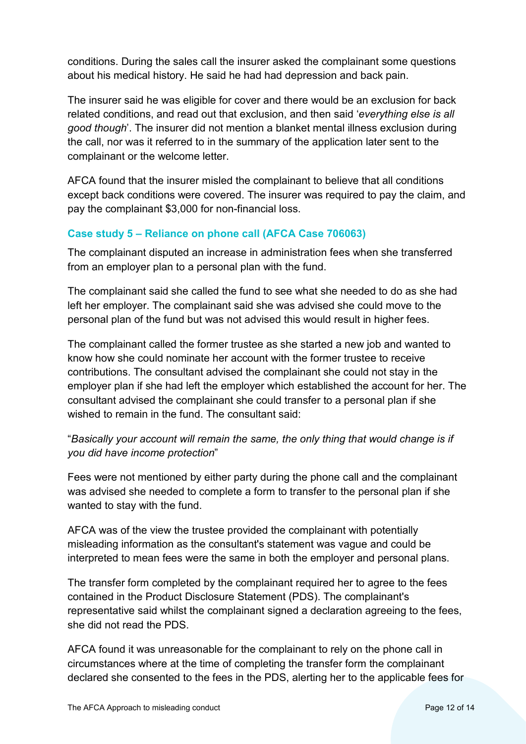conditions. During the sales call the insurer asked the complainant some questions about his medical history. He said he had had depression and back pain.

The insurer said he was eligible for cover and there would be an exclusion for back related conditions, and read out that exclusion, and then said '*everything else is all good though*'. The insurer did not mention a blanket mental illness exclusion during the call, nor was it referred to in the summary of the application later sent to the complainant or the welcome letter.

AFCA found that the insurer misled the complainant to believe that all conditions except back conditions were covered. The insurer was required to pay the claim, and pay the complainant $3,000 for non-financial loss.

### Case study 5 – Reliance on phone call (AFCA Case 706063)

The complainant disputed an increase in administration fees when she transferred from an employer plan to a personal plan with the fund.

The complainant said she called the fund to see what she needed to do as she had left her employer. The complainant said she was advised she could move to the personal plan of the fund but was not advised this would result in higher fees.

The complainant called the former trustee as she started a new job and wanted to know how she could nominate her account with the former trustee to receive contributions. The consultant advised the complainant she could not stay in the employer plan if she had left the employer which established the account for her. The consultant advised the complainant she could transfer to a personal plan if she wished to remain in the fund. The consultant said:

"*Basically your account will remain the same, the only thing that would change is if you did have income protection*"

Fees were not mentioned by either party during the phone call and the complainant was advised she needed to complete a form to transfer to the personal plan if she wanted to stay with the fund.

AFCA was of the view the trustee provided the complainant with potentially misleading information as the consultant's statement was vague and could be interpreted to mean fees were the same in both the employer and personal plans.

The transfer form completed by the complainant required her to agree to the fees contained in the Product Disclosure Statement (PDS). The complainant's representative said whilst the complainant signed a declaration agreeing to the fees, she did not read the PDS.

AFCA found it was unreasonable for the complainant to rely on the phone call in circumstances where at the time of completing the transfer form the complainant declared she consented to the fees in the PDS, alerting her to the applicable fees for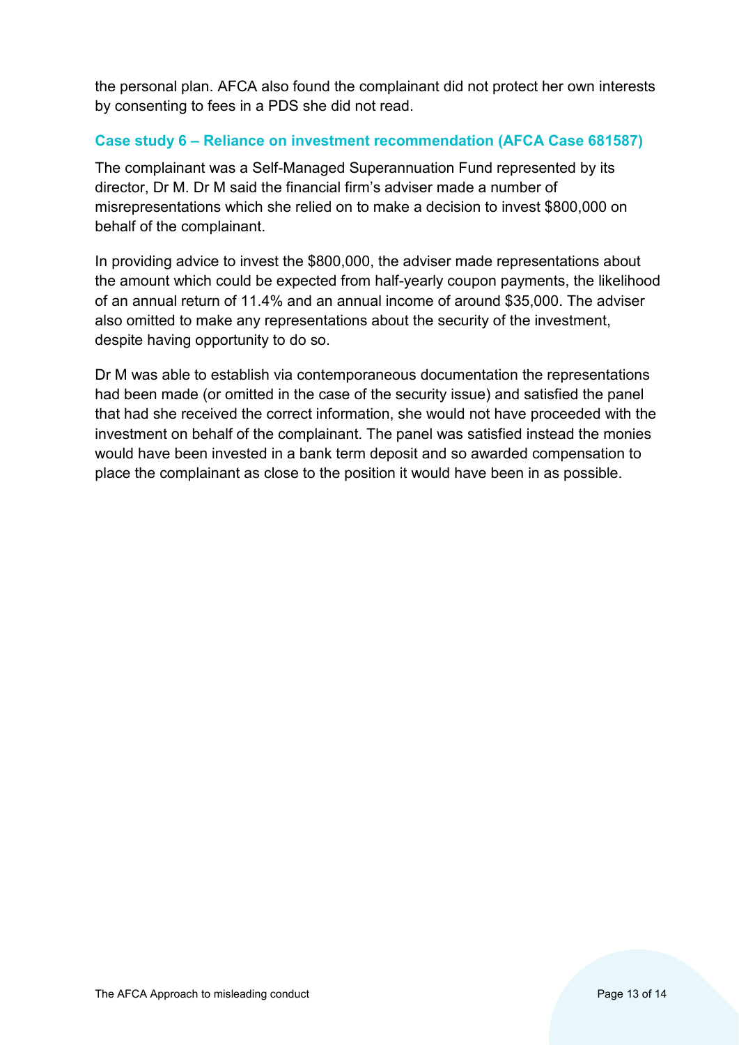the personal plan. AFCA also found the complainant did not protect her own interests by consenting to fees in a PDS she did not read.

### Case study 6 – Reliance on investment recommendation (AFCA Case 681587)

The complainant was a Self-Managed Superannuation Fund represented by its director, Dr M. Dr M said the financial firm's adviser made a number of misrepresentations which she relied on to make a decision to invest $800,000 on behalf of the complainant.

In providing advice to invest the $800,000, the adviser made representations about the amount which could be expected from half-yearly coupon payments, the likelihood of an annual return of 11.4% and an annual income of around $35,000. The adviser also omitted to make any representations about the security of the investment, despite having opportunity to do so.

Dr M was able to establish via contemporaneous documentation the representations had been made (or omitted in the case of the security issue) and satisfied the panel that had she received the correct information, she would not have proceeded with the investment on behalf of the complainant. The panel was satisfied instead the monies would have been invested in a bank term deposit and so awarded compensation to place the complainant as close to the position it would have been in as possible.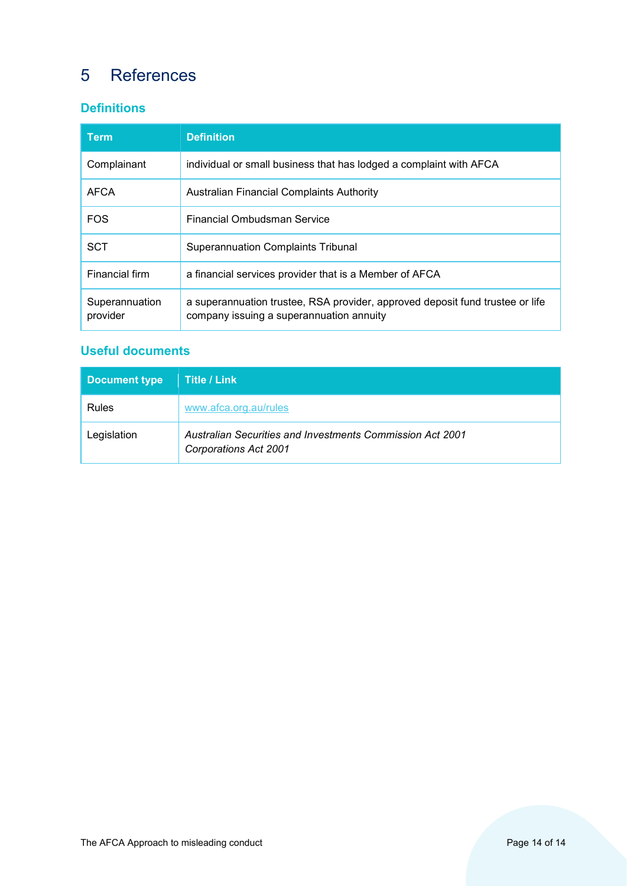# 5 References

## Definitions

| Term | Definition |
|---|---|
| Complainant | individual or small business that has lodged a complaint with AFCA |
| AFCA | Australian Financial Complaints Authority |
| FOS | Financial Ombudsman Service |
| SCT | Superannuation Complaints Tribunal |
| Financial firm | a financial services provider that is a Member of AFCA |
| Superannuation provider | a superannuation trustee, RSA provider, approved deposit fund trustee or life company issuing a superannuation annuity |

## Useful documents

| Document type | Title / Link |
|---|---|
| Rules | www.afca.org.au/rules |
| Legislation | *Australian Securities and Investments Commission Act 2001*<br>*Corporations Act 2001* |